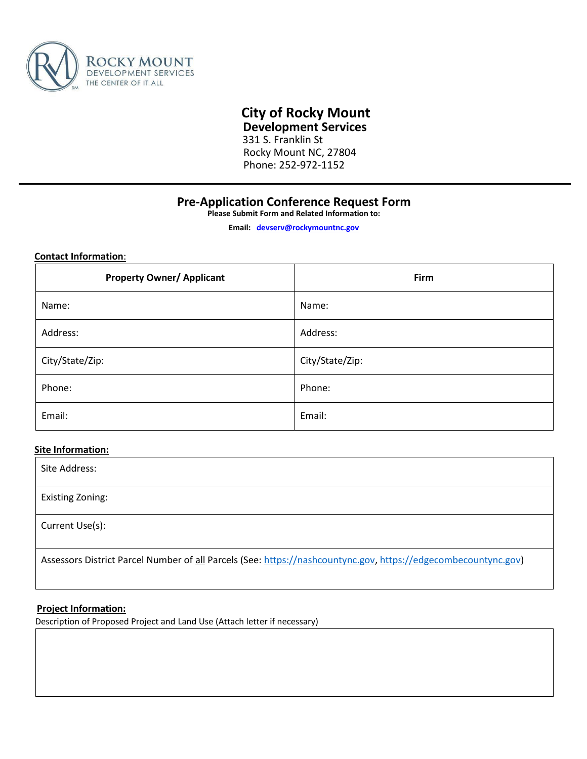ROCKY MOUNT
DEVELOPMENT SERVICES
THE CENTER OF IT ALL

# City of Rocky Mount

**Development Services**
331 S. Franklin St
Rocky Mount NC, 27804
Phone: 252-972-1152

---

## Pre-Application Conference Request Form

**Please Submit Form and Related Information to:**

**Email: devserv@rockymountnc.gov**

**Contact Information:**

| Property Owner/ Applicant | Firm |
|---|---|
| Name: | Name: |
| Address: | Address: |
| City/State/Zip: | City/State/Zip: |
| Phone: | Phone: |
| Email: | Email: |

**Site Information:**

| Site Address: |
|---|
| Existing Zoning: |
| Current Use(s): |
| Assessors District Parcel Number of all Parcels (See: https://nashcountync.gov, https://edgecombecountync.gov) |

**Project Information:**

Description of Proposed Project and Land Use (Attach letter if necessary)

| |
|---|
| |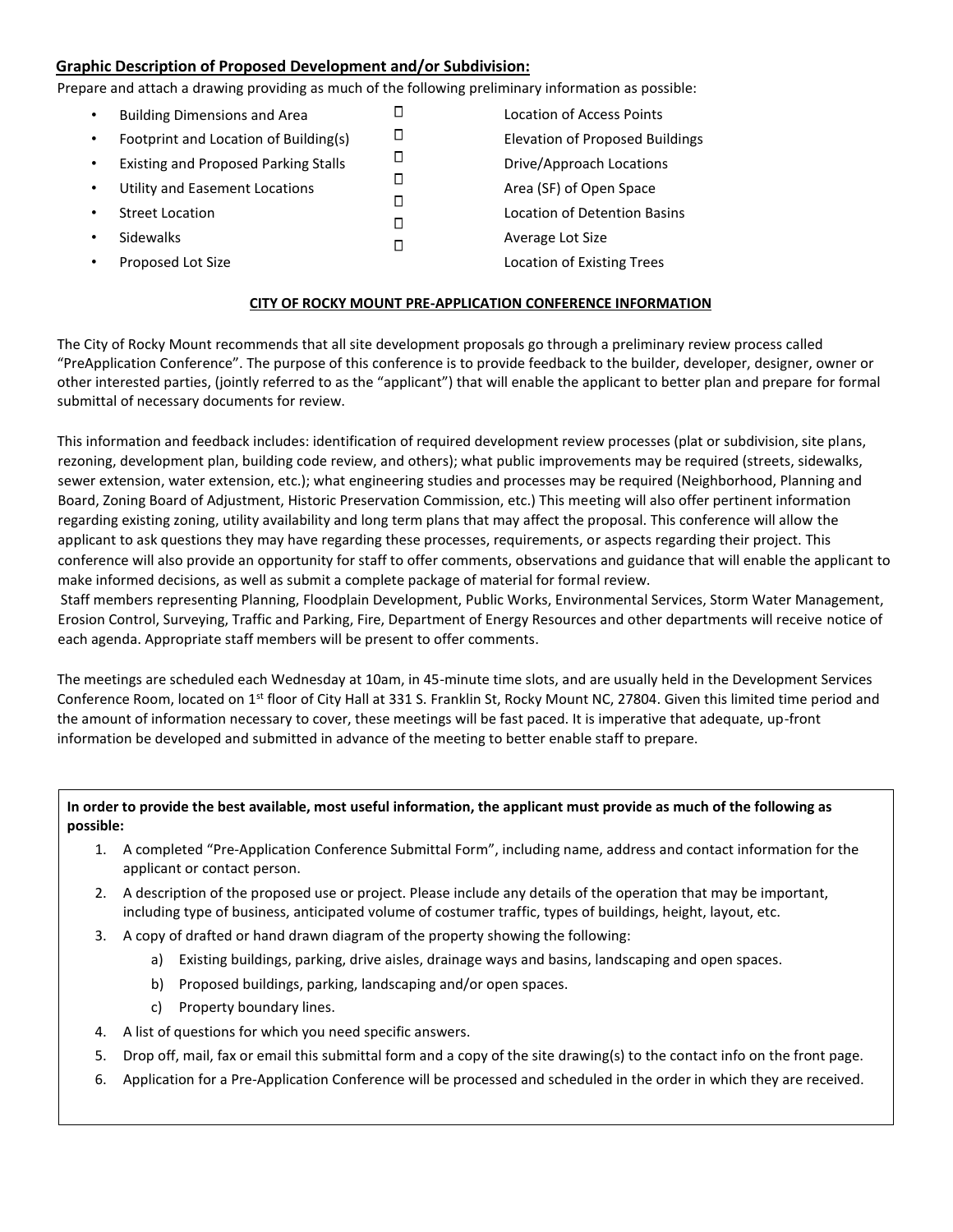## Graphic Description of Proposed Development and/or Subdivision:

Prepare and attach a drawing providing as much of the following preliminary information as possible:

- Building Dimensions and Area
- Footprint and Location of Building(s)
- Existing and Proposed Parking Stalls
- Utility and Easement Locations
- Street Location
- Sidewalks
- Proposed Lot Size

- ☐ Location of Access Points
- ☐ Elevation of Proposed Buildings
- ☐ Drive/Approach Locations
- ☐ Area (SF) of Open Space
- ☐ Location of Detention Basins
- ☐ Average Lot Size
- ☐ Location of Existing Trees

**CITY OF ROCKY MOUNT PRE-APPLICATION CONFERENCE INFORMATION**

The City of Rocky Mount recommends that all site development proposals go through a preliminary review process called "PreApplication Conference". The purpose of this conference is to provide feedback to the builder, developer, designer, owner or other interested parties, (jointly referred to as the "applicant") that will enable the applicant to better plan and prepare for formal submittal of necessary documents for review.

This information and feedback includes: identification of required development review processes (plat or subdivision, site plans, rezoning, development plan, building code review, and others); what public improvements may be required (streets, sidewalks, sewer extension, water extension, etc.); what engineering studies and processes may be required (Neighborhood, Planning and Board, Zoning Board of Adjustment, Historic Preservation Commission, etc.) This meeting will also offer pertinent information regarding existing zoning, utility availability and long term plans that may affect the proposal. This conference will allow the applicant to ask questions they may have regarding these processes, requirements, or aspects regarding their project. This conference will also provide an opportunity for staff to offer comments, observations and guidance that will enable the applicant to make informed decisions, as well as submit a complete package of material for formal review.
Staff members representing Planning, Floodplain Development, Public Works, Environmental Services, Storm Water Management, Erosion Control, Surveying, Traffic and Parking, Fire, Department of Energy Resources and other departments will receive notice of each agenda. Appropriate staff members will be present to offer comments.

The meetings are scheduled each Wednesday at 10am, in 45-minute time slots, and are usually held in the Development Services Conference Room, located on 1st floor of City Hall at 331 S. Franklin St, Rocky Mount NC, 27804. Given this limited time period and the amount of information necessary to cover, these meetings will be fast paced. It is imperative that adequate, up-front information be developed and submitted in advance of the meeting to better enable staff to prepare.

**In order to provide the best available, most useful information, the applicant must provide as much of the following as possible:**

1. A completed "Pre-Application Conference Submittal Form", including name, address and contact information for the applicant or contact person.
2. A description of the proposed use or project. Please include any details of the operation that may be important, including type of business, anticipated volume of costumer traffic, types of buildings, height, layout, etc.
3. A copy of drafted or hand drawn diagram of the property showing the following:
   a) Existing buildings, parking, drive aisles, drainage ways and basins, landscaping and open spaces.
   b) Proposed buildings, parking, landscaping and/or open spaces.
   c) Property boundary lines.
4. A list of questions for which you need specific answers.
5. Drop off, mail, fax or email this submittal form and a copy of the site drawing(s) to the contact info on the front page.
6. Application for a Pre-Application Conference will be processed and scheduled in the order in which they are received.